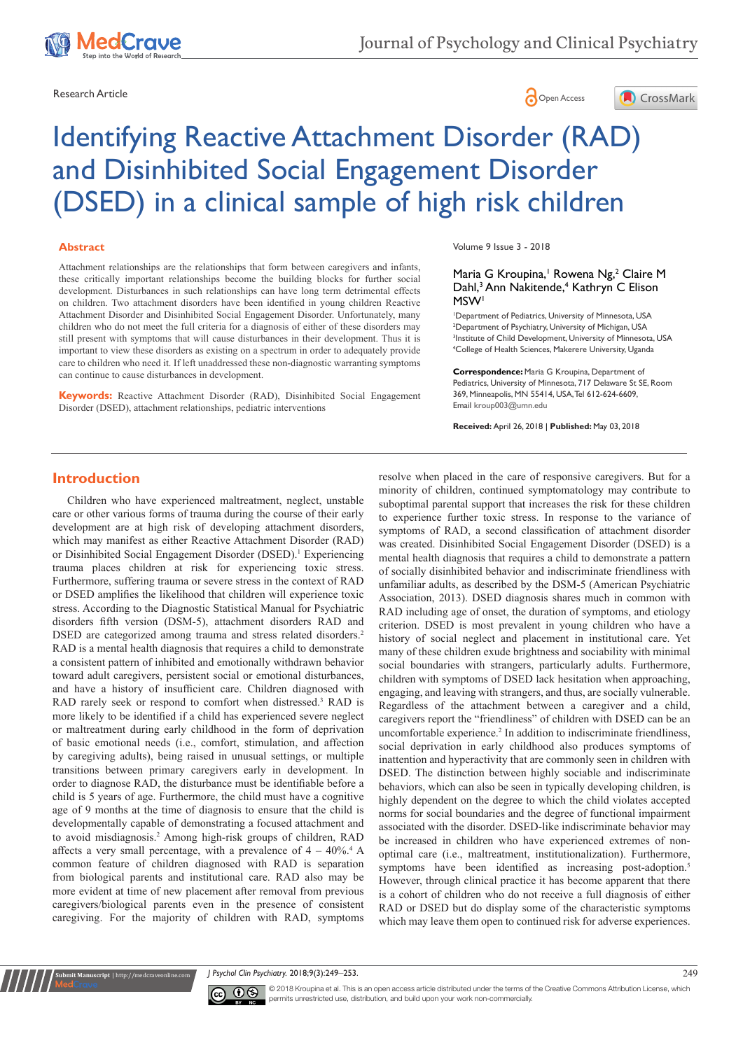Research Article

# Identifying Reactive Attachment Disorder (RAD) and Disinhibited Social Engagement Disorder (DSED) in a clinical sample of high risk children

Maria G Kroupina,[1] Rowena Ng,[2] Claire M Dahl,[3] Ann Nakitende,[4] Kathryn C Elison MSW[1]

[1]Department of Pediatrics, University of Minnesota, USA
[2]Department of Psychiatry, University of Michigan, USA
[3]Institute of Child Development, University of Minnesota, USA
[4]College of Health Sciences, Makerere University, Uganda

**Correspondence:** Maria G Kroupina, Department of Pediatrics, University of Minnesota, 717 Delaware St SE, Room 369, Minneapolis, MN 55414, USA, Tel 612-624-6609, Email kroup003@umn.edu

**Received:** April 26, 2018 | **Published:** May 03, 2018

## Abstract

Attachment relationships are the relationships that form between caregivers and infants, these critically important relationships become the building blocks for further social development. Disturbances in such relationships can have long term detrimental effects on children. Two attachment disorders have been identified in young children Reactive Attachment Disorder and Disinhibited Social Engagement Disorder. Unfortunately, many children who do not meet the full criteria for a diagnosis of either of these disorders may still present with symptoms that will cause disturbances in their development. Thus it is important to view these disorders as existing on a spectrum in order to adequately provide care to children who need it. If left unaddressed these non-diagnostic warranting symptoms can continue to cause disturbances in development.

**Keywords:** Reactive Attachment Disorder (RAD), Disinhibited Social Engagement Disorder (DSED), attachment relationships, pediatric interventions

## Introduction

Children who have experienced maltreatment, neglect, unstable care or other various forms of trauma during the course of their early development are at high risk of developing attachment disorders, which may manifest as either Reactive Attachment Disorder (RAD) or Disinhibited Social Engagement Disorder (DSED).[1] Experiencing trauma places children at risk for experiencing toxic stress. Furthermore, suffering trauma or severe stress in the context of RAD or DSED amplifies the likelihood that children will experience toxic stress. According to the Diagnostic Statistical Manual for Psychiatric disorders fifth version (DSM-5), attachment disorders RAD and DSED are categorized among trauma and stress related disorders.[2] RAD is a mental health diagnosis that requires a child to demonstrate a consistent pattern of inhibited and emotionally withdrawn behavior toward adult caregivers, persistent social or emotional disturbances, and have a history of insufficient care. Children diagnosed with RAD rarely seek or respond to comfort when distressed.[3] RAD is more likely to be identified if a child has experienced severe neglect or maltreatment during early childhood in the form of deprivation of basic emotional needs (i.e., comfort, stimulation, and affection by caregiving adults), being raised in unusual settings, or multiple transitions between primary caregivers early in development. In order to diagnose RAD, the disturbance must be identifiable before a child is 5 years of age. Furthermore, the child must have a cognitive age of 9 months at the time of diagnosis to ensure that the child is developmentally capable of demonstrating a focused attachment and to avoid misdiagnosis.[2] Among high-risk groups of children, RAD affects a very small percentage, with a prevalence of 4 – 40%.[4] A common feature of children diagnosed with RAD is separation from biological parents and institutional care. RAD also may be more evident at time of new placement after removal from previous caregivers/biological parents even in the presence of consistent caregiving. For the majority of children with RAD, symptoms resolve when placed in the care of responsive caregivers. But for a minority of children, continued symptomatology may contribute to suboptimal parental support that increases the risk for these children to experience further toxic stress. In response to the variance of symptoms of RAD, a second classification of attachment disorder was created. Disinhibited Social Engagement Disorder (DSED) is a mental health diagnosis that requires a child to demonstrate a pattern of socially disinhibited behavior and indiscriminate friendliness with unfamiliar adults, as described by the DSM-5 (American Psychiatric Association, 2013). DSED diagnosis shares much in common with RAD including age of onset, the duration of symptoms, and etiology criterion. DSED is most prevalent in young children who have a history of social neglect and placement in institutional care. Yet many of these children exude brightness and sociability with minimal social boundaries with strangers, particularly adults. Furthermore, children with symptoms of DSED lack hesitation when approaching, engaging, and having with strangers, and thus, are socially vulnerable. Regardless of the attachment between a caregiver and a child, caregivers report the "friendliness" of children with DSED can be an uncomfortable experience.[2] In addition to indiscriminate friendliness, social deprivation in early childhood also produces symptoms of inattention and hyperactivity that are commonly seen in children with DSED. The distinction between highly sociable and indiscriminate behaviors, which can also be seen in typically developing children, is highly dependent on the degree to which the child violates accepted norms for social boundaries and the degree of functional impairment associated with the disorder. DSED-like indiscriminate behavior may be increased in children who have experienced extremes of non-optimal care (i.e., maltreatment, institutionalization). Furthermore, symptoms have been identified as increasing post-adoption.[5] However, through clinical practice it has become apparent that there is a cohort of children who do not receive a full diagnosis of either RAD or DSED but do display some of the characteristic symptoms which may leave them open to continued risk for adverse experiences.

© 2018 Kroupina et al. This is an open access article distributed under the terms of the Creative Commons Attribution License, which permits unrestricted use, distribution, and build upon your work non-commercially.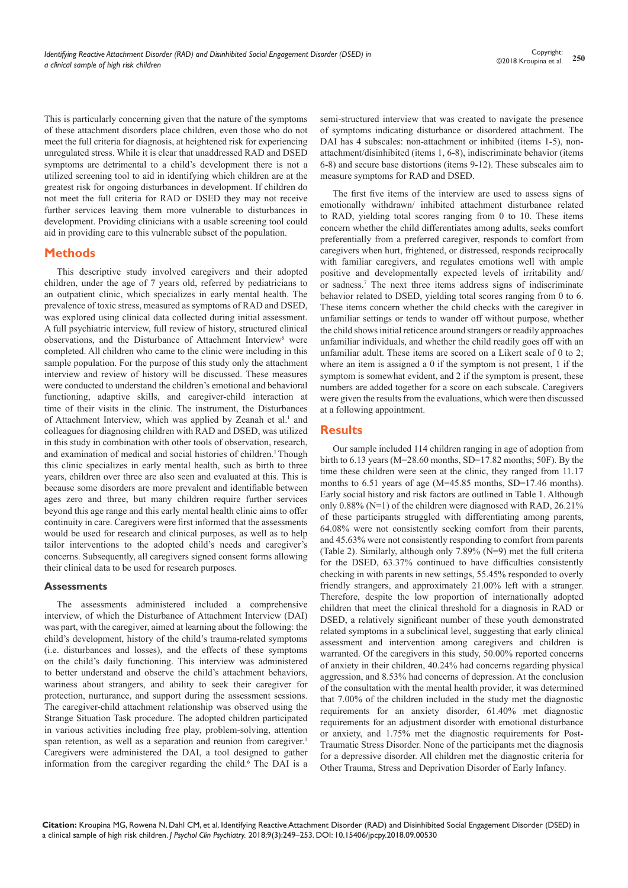This is particularly concerning given that the nature of the symptoms of these attachment disorders place children, even those who do not meet the full criteria for diagnosis, at heightened risk for experiencing unregulated stress. While it is clear that unaddressed RAD and DSED symptoms are detrimental to a child's development there is not a utilized screening tool to aid in identifying which children are at the greatest risk for ongoing disturbances in development. If children do not meet the full criteria for RAD or DSED they may not receive further services leaving them more vulnerable to disturbances in development. Providing clinicians with a usable screening tool could aid in providing care to this vulnerable subset of the population.

## Methods

This descriptive study involved caregivers and their adopted children, under the age of 7 years old, referred by pediatricians to an outpatient clinic, which specializes in early mental health. The prevalence of toxic stress, measured as symptoms of RAD and DSED, was explored using clinical data collected during initial assessment. A full psychiatric interview, full review of history, structured clinical observations, and the Disturbance of Attachment Interview[6] were completed. All children who came to the clinic were including in this sample population. For the purpose of this study only the attachment interview and review of history will be discussed. These measures were conducted to understand the children's emotional and behavioral functioning, adaptive skills, and caregiver-child interaction at time of their visits in the clinic. The instrument, the Disturbances of Attachment Interview, which was applied by Zeanah et al.[1] and colleagues for diagnosing children with RAD and DSED, was utilized in this study in combination with other tools of observation, research, and examination of medical and social histories of children.[1] Though this clinic specializes in early mental health, such as birth to three years, children over three are also seen and evaluated at this. This is because some disorders are more prevalent and identifiable between ages zero and three, but many children require further services beyond this age range and this early mental health clinic aims to offer continuity in care. Caregivers were first informed that the assessments would be used for research and clinical purposes, as well as to help tailor interventions to the adopted child's needs and caregiver's concerns. Subsequently, all caregivers signed consent forms allowing their clinical data to be used for research purposes.

### Assessments

The assessments administered included a comprehensive interview, of which the Disturbance of Attachment Interview (DAI) was part, with the caregiver, aimed at learning about the following: the child's development, history of the child's trauma-related symptoms (i.e. disturbances and losses), and the effects of these symptoms on the child's daily functioning. This interview was administered to better understand and observe the child's attachment behaviors, wariness about strangers, and ability to seek their caregiver for protection, nurturance, and support during the assessment sessions. The caregiver-child attachment relationship was observed using the Strange Situation Task procedure. The adopted children participated in various activities including free play, problem-solving, attention span retention, as well as a separation and reunion from caregiver.[1] Caregivers were administered the DAI, a tool designed to gather information from the caregiver regarding the child.[6] The DAI is a semi-structured interview that was created to navigate the presence of symptoms indicating disturbance or disordered attachment. The DAI has 4 subscales: non-attachment or inhibited (items 1-5), non-attachment/disinhibited (items 1, 6-8), indiscriminate behavior (items 6-8) and secure base distortions (items 9-12). These subscales aim to measure symptoms for RAD and DSED.

The first five items of the interview are used to assess signs of emotionally withdrawn/ inhibited attachment disturbance related to RAD, yielding total scores ranging from 0 to 10. These items concern whether the child differentiates among adults, seeks comfort preferentially from a preferred caregiver, responds to comfort from caregivers when hurt, frightened, or distressed, responds reciprocally with familiar caregivers, and regulates emotions well with ample positive and developmentally expected levels of irritability and/ or sadness.[7] The next three items address signs of indiscriminate behavior related to DSED, yielding total scores ranging from 0 to 6. These items concern whether the child checks with the caregiver in unfamiliar settings or tends to wander off without purpose, whether the child shows initial reticence around strangers or readily approaches unfamiliar individuals, and whether the child readily goes off with an unfamiliar adult. These items are scored on a Likert scale of 0 to 2; where an item is assigned a 0 if the symptom is not present, 1 if the symptom is somewhat evident, and 2 if the symptom is present, these numbers are added together for a score on each subscale. Caregivers were given the results from the evaluations, which were then discussed at a following appointment.

## Results

Our sample included 114 children ranging in age of adoption from birth to 6.13 years (M=28.60 months, SD=17.82 months; 50F). By the time these children were seen at the clinic, they ranged from 11.17 months to 6.51 years of age (M=45.85 months, SD=17.46 months). Early social history and risk factors are outlined in Table 1. Although only 0.88% (N=1) of the children were diagnosed with RAD, 26.21% of these participants struggled with differentiating among parents, 64.08% were not consistently seeking comfort from their parents, and 45.63% were not consistently responding to comfort from parents (Table 2). Similarly, although only 7.89% (N=9) met the full criteria for the DSED, 63.37% continued to have difficulties consistently checking in with parents in new settings, 55.45% responded to overly friendly strangers, and approximately 21.00% left with a stranger. Therefore, despite the low proportion of internationally adopted children that meet the clinical threshold for a diagnosis in RAD or DSED, a relatively significant number of these youth demonstrated related symptoms in a subclinical level, suggesting that early clinical assessment and intervention among caregivers and children is warranted. Of the caregivers in this study, 50.00% reported concerns of anxiety in their children, 40.24% had concerns regarding physical aggression, and 8.53% had concerns of depression. At the conclusion of the consultation with the mental health provider, it was determined that 7.00% of the children included in the study met the diagnostic requirements for an anxiety disorder, 61.40% met diagnostic requirements for an adjustment disorder with emotional disturbance or anxiety, and 1.75% met the diagnostic requirements for Post-Traumatic Stress Disorder. None of the participants met the diagnosis for a depressive disorder. All children met the diagnostic criteria for Other Trauma, Stress and Deprivation Disorder of Early Infancy.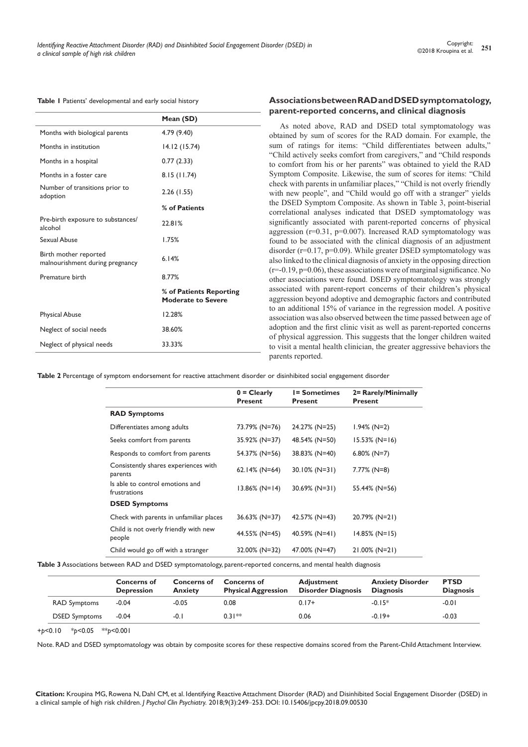**Table 1** Patients' developmental and early social history

| | Mean (SD) |
|---|---|
| Months with biological parents | 4.79 (9.40) |
| Months in institution | 14.12 (15.74) |
| Months in a hospital | 0.77 (2.33) |
| Months in a foster care | 8.15 (11.74) |
| Number of transitions prior to adoption | 2.26 (1.55) |
| | **% of Patients** |
| Pre-birth exposure to substances/alcohol | 22.81% |
| Sexual Abuse | 1.75% |
| Birth mother reported malnourishment during pregnancy | 6.14% |
| Premature birth | 8.77% |
| | **% of Patients Reporting Moderate to Severe** |
| Physical Abuse | 12.28% |
| Neglect of social needs | 38.60% |
| Neglect of physical needs | 33.33% |

## Associations between RAD and DSED symptomatology, parent-reported concerns, and clinical diagnosis

As noted above, RAD and DSED total symptomatology was obtained by sum of scores for the RAD domain. For example, the sum of ratings for items: "Child differentiates between adults," "Child actively seeks comfort from caregivers," and "Child responds to comfort from his or her parents" was obtained to yield the RAD Symptom Composite. Likewise, the sum of scores for items: "Child check with parents in unfamiliar places," "Child is not overly friendly with new people", and "Child would go off with a stranger" yields the DSED Symptom Composite. As shown in Table 3, point-biserial correlational analyses indicated that DSED symptomatology was significantly associated with parent-reported concerns of physical aggression ($r=0.31$, $p=0.007$). Increased RAD symptomatology was found to be associated with the clinical diagnosis of an adjustment disorder ($r=0.17$, $p=0.09$). While greater DSED symptomatology was also linked to the clinical diagnosis of anxiety in the opposing direction ($r=-0.19$, $p=0.06$), these associations were of marginal significance. No other associations were found. DSED symptomatology was strongly associated with parent-report concerns of their children's physical aggression beyond adoptive and demographic factors and contributed to an additional 15% of variance in the regression model. A positive association was also observed between the time passed between age of adoption and the first clinic visit as well as parent-reported concerns of physical aggression. This suggests that the longer children waited to visit a mental health clinician, the greater aggressive behaviors the parents reported.

**Table 2** Percentage of symptom endorsement for reactive attachment disorder or disinhibited social engagement disorder

| | 0 = Clearly Present | 1= Sometimes Present | 2= Rarely/Minimally Present |
|---|---|---|---|
| **RAD Symptoms** | | | |
| Differentiates among adults | 73.79% (N=76) | 24.27% (N=25) | 1.94% (N=2) |
| Seeks comfort from parents | 35.92% (N=37) | 48.54% (N=50) | 15.53% (N=16) |
| Responds to comfort from parents | 54.37% (N=56) | 38.83% (N=40) | 6.80% (N=7) |
| Consistently shares experiences with parents | 62.14% (N=64) | 30.10% (N=31) | 7.77% (N=8) |
| Is able to control emotions and frustrations | 13.86% (N=14) | 30.69% (N=31) | 55.44% (N=56) |
| **DSED Symptoms** | | | |
| Check with parents in unfamiliar places | 36.63% (N=37) | 42.57% (N=43) | 20.79% (N=21) |
| Child is not overly friendly with new people | 44.55% (N=45) | 40.59% (N=41) | 14.85% (N=15) |
| Child would go off with a stranger | 32.00% (N=32) | 47.00% (N=47) | 21.00% (N=21) |

**Table 3** Associations between RAD and DSED symptomatology, parent-reported concerns, and mental health diagnosis

| | Concerns of Depression | Concerns of Anxiety | Concerns of Physical Aggression | Adjustment Disorder Diagnosis | Anxiety Disorder Diagnosis | PTSD Diagnosis |
|---|---|---|---|---|---|---|
| RAD Symptoms | -0.04 | -0.05 | 0.08 | 0.17+ | -0.15* | -0.01 |
| DSED Symptoms | -0.04 | -0.1 | 0.31** | 0.06 | -0.19+ | -0.03 |

+$p<0.10$ &nbsp; *$p<0.05$ &nbsp; **$p<0.001$

Note. RAD and DSED symptomatology was obtain by composite scores for these respective domains scored from the Parent-Child Attachment Interview.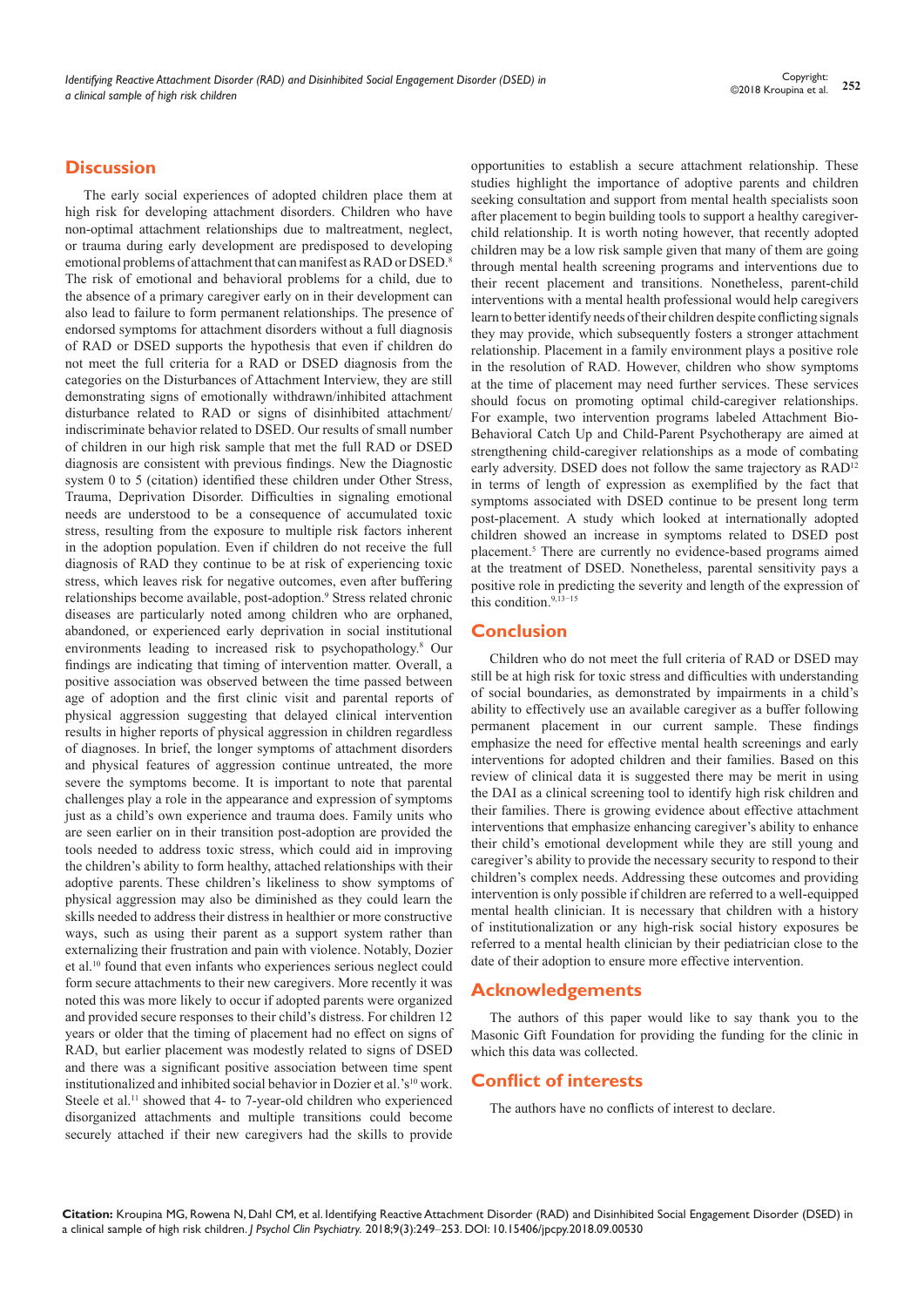## Discussion

The early social experiences of adopted children place them at high risk for developing attachment disorders. Children who have non-optimal attachment relationships due to maltreatment, neglect, or trauma during early development are predisposed to developing emotional problems of attachment that can manifest as RAD or DSED.[8] The risk of emotional and behavioral problems for a child, due to the absence of a primary caregiver early on in their development can also lead to failure to form permanent relationships. The presence of endorsed symptoms for attachment disorders without a full diagnosis of RAD or DSED supports the hypothesis that even if children do not meet the full criteria for a RAD or DSED diagnosis from the categories on the Disturbances of Attachment Interview, they are still demonstrating signs of emotionally withdrawn/inhibited attachment disturbance related to RAD or signs of disinhibited attachment/indiscriminate behavior related to DSED. Our results of small number of children in our high risk sample that met the full RAD or DSED diagnosis are consistent with previous findings. New the Diagnostic system 0 to 5 (citation) identified these children under Other Stress, Trauma, Deprivation Disorder. Difficulties in signaling emotional needs are understood to be a consequence of accumulated toxic stress, resulting from the exposure to multiple risk factors inherent in the adoption population. Even if children do not receive the full diagnosis of RAD they continue to be at risk of experiencing toxic stress, which leaves risk for negative outcomes, even after buffering relationships become available, post-adoption.[9] Stress related chronic diseases are particularly noted among children who are orphaned, abandoned, or experienced early deprivation in social institutional environments leading to increased risk to psychopathology.[8] Our findings are indicating that timing of intervention matter. Overall, a positive association was observed between the time passed between age of adoption and the first clinic visit and parental reports of physical aggression suggesting that delayed clinical intervention results in higher reports of physical aggression in children regardless of diagnoses. In brief, the longer symptoms of attachment disorders and physical features of aggression continue untreated, the more severe the symptoms become. It is important to note that parental challenges play a role in the appearance and expression of symptoms just as a child's own experience and trauma does. Family units who are seen earlier on in their transition post-adoption are provided the tools needed to address toxic stress, which could aid in improving the children's ability to form healthy, attached relationships with their adoptive parents. These children's likeliness to show symptoms of physical aggression may also be diminished as they could learn the skills needed to address their distress in healthier or more constructive ways, such as using their parent as a support system rather than externalizing their frustration and pain with violence. Notably, Dozier et al.[10] found that even infants who experiences serious neglect could form secure attachments to their new caregivers. More recently it was noted this was more likely to occur if adopted parents were organized and provided secure responses to their child's distress. For children 12 years or older that the timing of placement had no effect on signs of RAD, but earlier placement was modestly related to signs of DSED and there was a significant positive association between time spent institutionalized and inhibited social behavior in Dozier et al.'s[10] work. Steele et al.[11] showed that 4- to 7-year-old children who experienced disorganized attachments and multiple transitions could become securely attached if their new caregivers had the skills to provide opportunities to establish a secure attachment relationship. These studies highlight the importance of adoptive parents and children seeking consultation and support from mental health specialists soon after placement to begin building tools to support a healthy caregiver-child relationship. It is worth noting however, that recently adopted children may be a low risk sample given that many of them are going through mental health screening programs and interventions due to their recent placement and transitions. Nonetheless, parent-child interventions with a mental health professional would help caregivers learn to better identify needs of their children despite conflicting signals they may provide, which subsequently fosters a stronger attachment relationship. Placement in a family environment plays a positive role in the resolution of RAD. However, children who show symptoms at the time of placement may need further services. These services should focus on promoting optimal child-caregiver relationships. For example, two intervention programs labeled Attachment Bio-Behavioral Catch Up and Child-Parent Psychotherapy are aimed at strengthening child-caregiver relationships as a mode of combating early adversity. DSED does not follow the same trajectory as RAD[12] in terms of length of expression as exemplified by the fact that symptoms associated with DSED continue to be present long term post-placement. A study which looked at internationally adopted children showed an increase in symptoms related to DSED post placement.[5] There are currently no evidence-based programs aimed at the treatment of DSED. Nonetheless, parental sensitivity pays a positive role in predicting the severity and length of the expression of this condition.[9,13–15]

## Conclusion

Children who do not meet the full criteria of RAD or DSED may still be at high risk for toxic stress and difficulties with understanding of social boundaries, as demonstrated by impairments in a child's ability to effectively use an available caregiver as a buffer following permanent placement in our current sample. These findings emphasize the need for effective mental health screenings and early interventions for adopted children and their families. Based on this review of clinical data it is suggested there may be merit in using the DAI as a clinical screening tool to identify high risk children and their families. There is growing evidence about effective attachment interventions that emphasize enhancing caregiver's ability to enhance their child's emotional development while they are still young and caregiver's ability to provide the necessary security to respond to their children's complex needs. Addressing these outcomes and providing intervention is only possible if children are referred to a well-equipped mental health clinician. It is necessary that children with a history of institutionalization or any high-risk social history exposures be referred to a mental health clinician by their pediatrician close to the date of their adoption to ensure more effective intervention.

## Acknowledgements

The authors of this paper would like to say thank you to the Masonic Gift Foundation for providing the funding for the clinic in which this data was collected.

## Conflict of interests

The authors have no conflicts of interest to declare.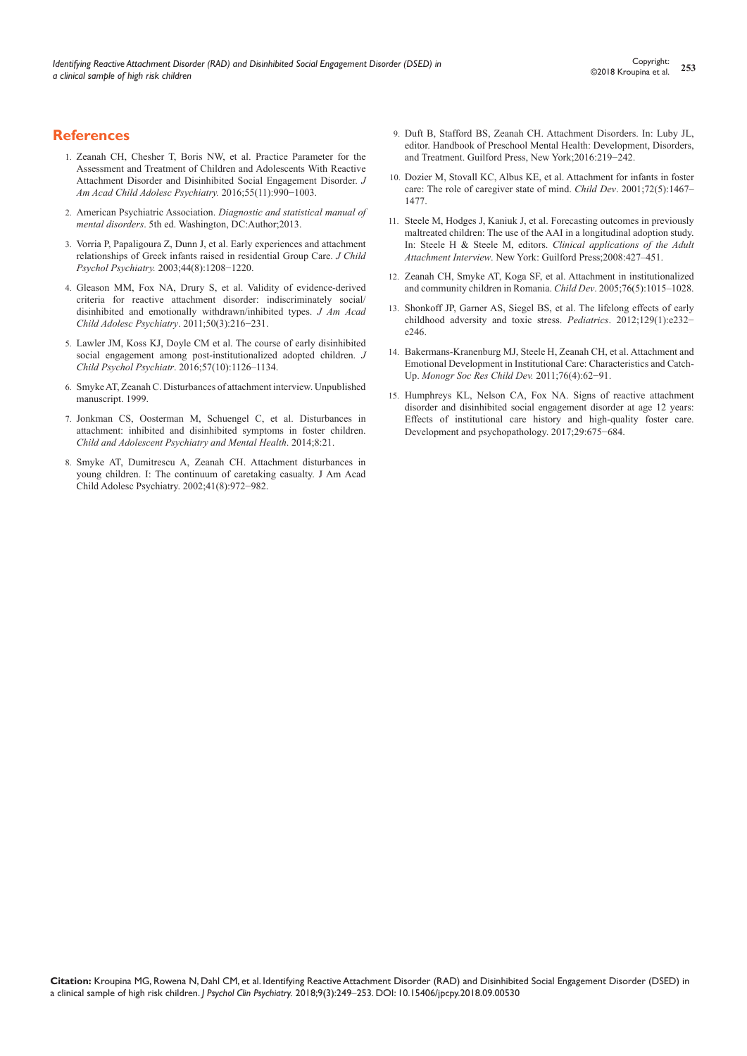## References

1. Zeanah CH, Chesher T, Boris NW, et al. Practice Parameter for the Assessment and Treatment of Children and Adolescents With Reactive Attachment Disorder and Disinhibited Social Engagement Disorder. *J Am Acad Child Adolesc Psychiatry.* 2016;55(11):990−1003.
2. American Psychiatric Association. *Diagnostic and statistical manual of mental disorders*. 5th ed. Washington, DC:Author;2013.
3. Vorria P, Papaligoura Z, Dunn J, et al. Early experiences and attachment relationships of Greek infants raised in residential Group Care. *J Child Psychol Psychiatry.* 2003;44(8):1208−1220.
4. Gleason MM, Fox NA, Drury S, et al. Validity of evidence-derived criteria for reactive attachment disorder: indiscriminately social/disinhibited and emotionally withdrawn/inhibited types. *J Am Acad Child Adolesc Psychiatry*. 2011;50(3):216−231.
5. Lawler JM, Koss KJ, Doyle CM et al. The course of early disinhibited social engagement among post-institutionalized adopted children. *J Child Psychol Psychiatr*. 2016;57(10):1126–1134.
6. Smyke AT, Zeanah C. Disturbances of attachment interview. Unpublished manuscript. 1999.
7. Jonkman CS, Oosterman M, Schuengel C, et al. Disturbances in attachment: inhibited and disinhibited symptoms in foster children. *Child and Adolescent Psychiatry and Mental Health*. 2014;8:21.
8. Smyke AT, Dumitrescu A, Zeanah CH. Attachment disturbances in young children. I: The continuum of caretaking casualty. J Am Acad Child Adolesc Psychiatry. 2002;41(8):972−982.
9. Duft B, Stafford BS, Zeanah CH. Attachment Disorders. In: Luby JL, editor. Handbook of Preschool Mental Health: Development, Disorders, and Treatment. Guilford Press, New York;2016:219−242.
10. Dozier M, Stovall KC, Albus KE, et al. Attachment for infants in foster care: The role of caregiver state of mind. *Child Dev*. 2001;72(5):1467–1477.
11. Steele M, Hodges J, Kaniuk J, et al. Forecasting outcomes in previously maltreated children: The use of the AAI in a longitudinal adoption study. In: Steele H & Steele M, editors. *Clinical applications of the Adult Attachment Interview*. New York: Guilford Press;2008:427–451.
12. Zeanah CH, Smyke AT, Koga SF, et al. Attachment in institutionalized and community children in Romania. *Child Dev*. 2005;76(5):1015–1028.
13. Shonkoff JP, Garner AS, Siegel BS, et al. The lifelong effects of early childhood adversity and toxic stress. *Pediatrics*. 2012;129(1):e232–e246.
14. Bakermans-Kranenburg MJ, Steele H, Zeanah CH, et al. Attachment and Emotional Development in Institutional Care: Characteristics and Catch-Up. *Monogr Soc Res Child Dev.* 2011;76(4):62−91.
15. Humphreys KL, Nelson CA, Fox NA. Signs of reactive attachment disorder and disinhibited social engagement disorder at age 12 years: Effects of institutional care history and high-quality foster care. Development and psychopathology. 2017;29:675−684.

**Citation:** Kroupina MG, Rowena N, Dahl CM, et al. Identifying Reactive Attachment Disorder (RAD) and Disinhibited Social Engagement Disorder (DSED) in a clinical sample of high risk children. *J Psychol Clin Psychiatry.* 2018;9(3):249–253. DOI: 10.15406/jpcpy.2018.09.00530